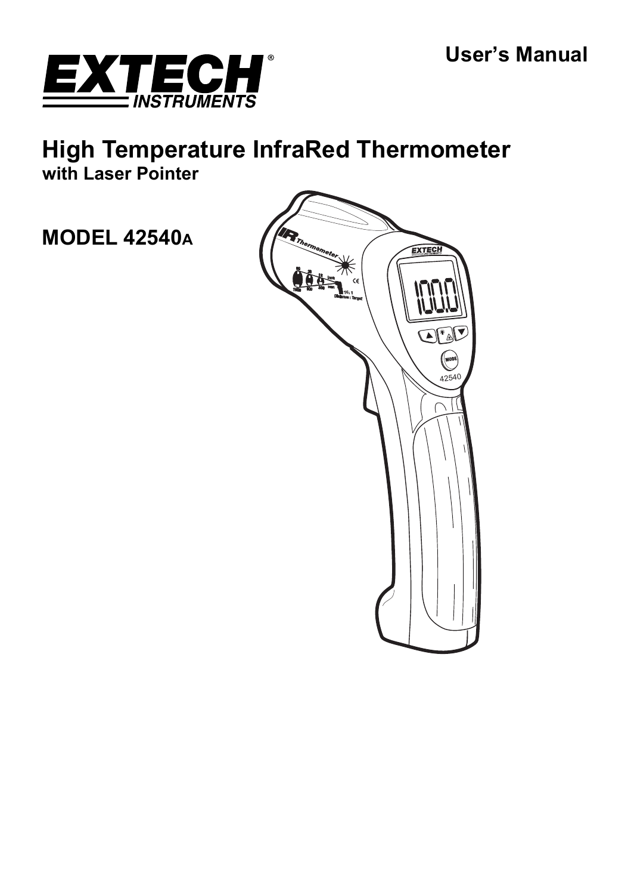EXTECH INSTRUMENTS

User's Manual

# High Temperature InfraRed Thermometer

**with Laser Pointer**

## MODEL 42540A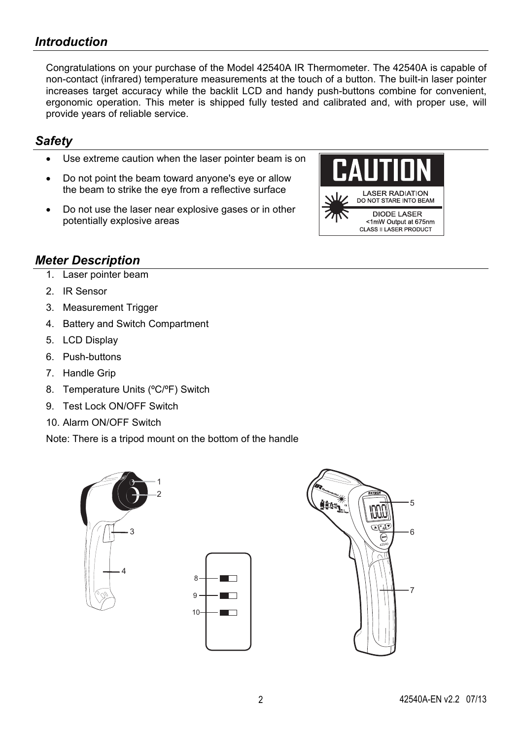## *Introduction*

Congratulations on your purchase of the Model 42540A IR Thermometer. The 42540A is capable of non-contact (infrared) temperature measurements at the touch of a button. The built-in laser pointer increases target accuracy while the backlit LCD and handy push-buttons combine for convenient, ergonomic operation. This meter is shipped fully tested and calibrated and, with proper use, will provide years of reliable service.

## *Safety*

- Use extreme caution when the laser pointer beam is on
- Do not point the beam toward anyone's eye or allow the beam to strike the eye from a reflective surface
- Do not use the laser near explosive gases or in other potentially explosive areas

CAUTION
LASER RADIATION
DO NOT STARE INTO BEAM
DIODE LASER
<1mW Output at 675nm
CLASS II LASER PRODUCT

## *Meter Description*

1. Laser pointer beam
2. IR Sensor
3. Measurement Trigger
4. Battery and Switch Compartment
5. LCD Display
6. Push-buttons
7. Handle Grip
8. Temperature Units (ºC/ºF) Switch
9. Test Lock ON/OFF Switch
10. Alarm ON/OFF Switch

Note: There is a tripod mount on the bottom of the handle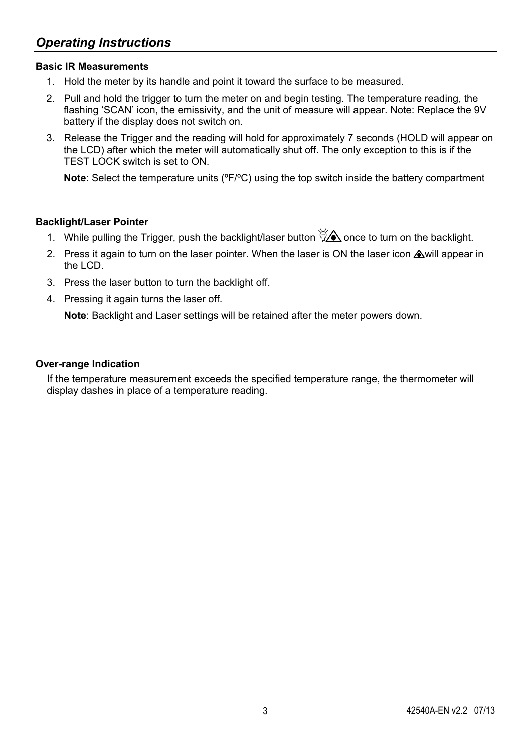## *Operating Instructions*

**Basic IR Measurements**

1. Hold the meter by its handle and point it toward the surface to be measured.
2. Pull and hold the trigger to turn the meter on and begin testing. The temperature reading, the flashing 'SCAN' icon, the emissivity, and the unit of measure will appear. Note: Replace the 9V battery if the display does not switch on.
3. Release the Trigger and the reading will hold for approximately 7 seconds (HOLD will appear on the LCD) after which the meter will automatically shut off. The only exception to this is if the TEST LOCK switch is set to ON.

   **Note**: Select the temperature units (ºF/ºC) using the top switch inside the battery compartment

**Backlight/Laser Pointer**

1. While pulling the Trigger, push the backlight/laser button once to turn on the backlight.
2. Press it again to turn on the laser pointer. When the laser is ON the laser icon will appear in the LCD.
3. Press the laser button to turn the backlight off.
4. Pressing it again turns the laser off.

   **Note**: Backlight and Laser settings will be retained after the meter powers down.

**Over-range Indication**

If the temperature measurement exceeds the specified temperature range, the thermometer will display dashes in place of a temperature reading.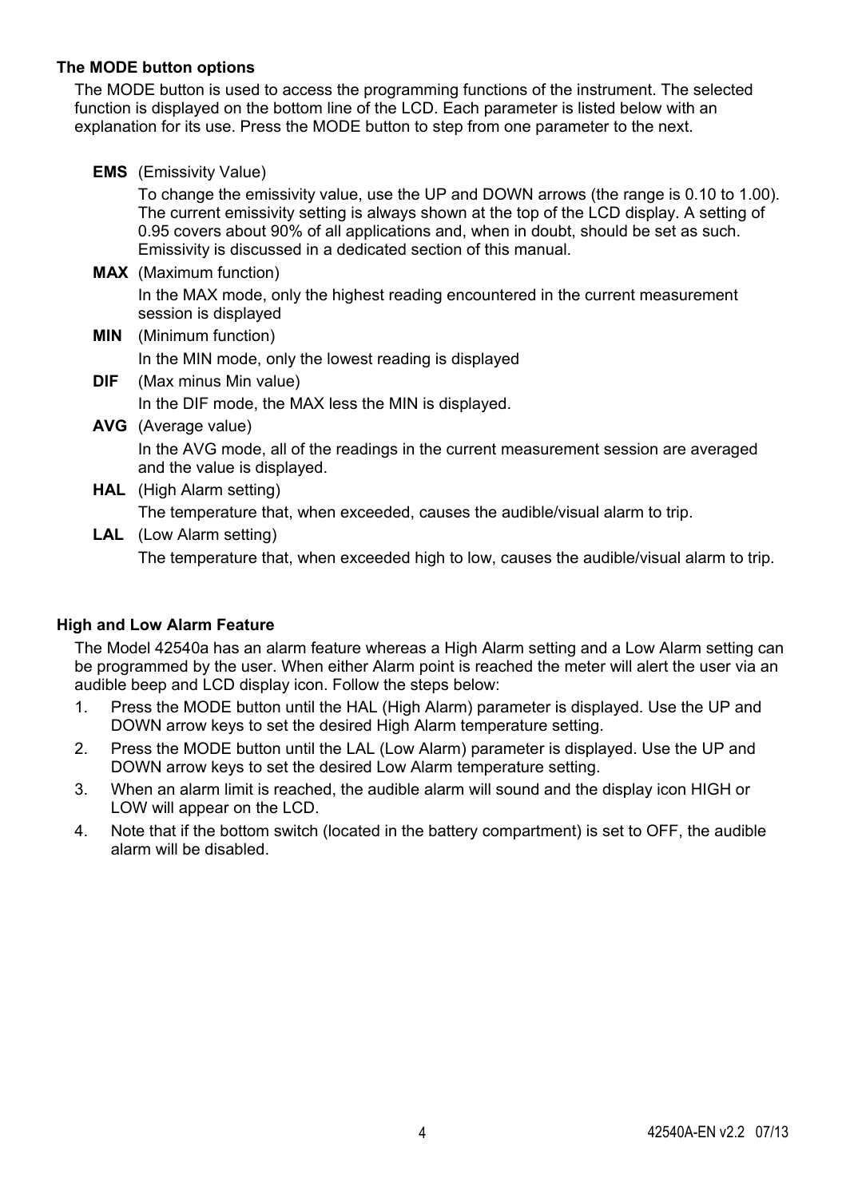### The MODE button options

The MODE button is used to access the programming functions of the instrument. The selected function is displayed on the bottom line of the LCD. Each parameter is listed below with an explanation for its use. Press the MODE button to step from one parameter to the next.

**EMS** (Emissivity Value)
To change the emissivity value, use the UP and DOWN arrows (the range is 0.10 to 1.00). The current emissivity setting is always shown at the top of the LCD display. A setting of 0.95 covers about 90% of all applications and, when in doubt, should be set as such. Emissivity is discussed in a dedicated section of this manual.

**MAX** (Maximum function)
In the MAX mode, only the highest reading encountered in the current measurement session is displayed

**MIN** (Minimum function)
In the MIN mode, only the lowest reading is displayed

**DIF** (Max minus Min value)
In the DIF mode, the MAX less the MIN is displayed.

**AVG** (Average value)
In the AVG mode, all of the readings in the current measurement session are averaged and the value is displayed.

**HAL** (High Alarm setting)
The temperature that, when exceeded, causes the audible/visual alarm to trip.

**LAL** (Low Alarm setting)
The temperature that, when exceeded high to low, causes the audible/visual alarm to trip.

### High and Low Alarm Feature

The Model 42540a has an alarm feature whereas a High Alarm setting and a Low Alarm setting can be programmed by the user. When either Alarm point is reached the meter will alert the user via an audible beep and LCD display icon. Follow the steps below:

1. Press the MODE button until the HAL (High Alarm) parameter is displayed. Use the UP and DOWN arrow keys to set the desired High Alarm temperature setting.
2. Press the MODE button until the LAL (Low Alarm) parameter is displayed. Use the UP and DOWN arrow keys to set the desired Low Alarm temperature setting.
3. When an alarm limit is reached, the audible alarm will sound and the display icon HIGH or LOW will appear on the LCD.
4. Note that if the bottom switch (located in the battery compartment) is set to OFF, the audible alarm will be disabled.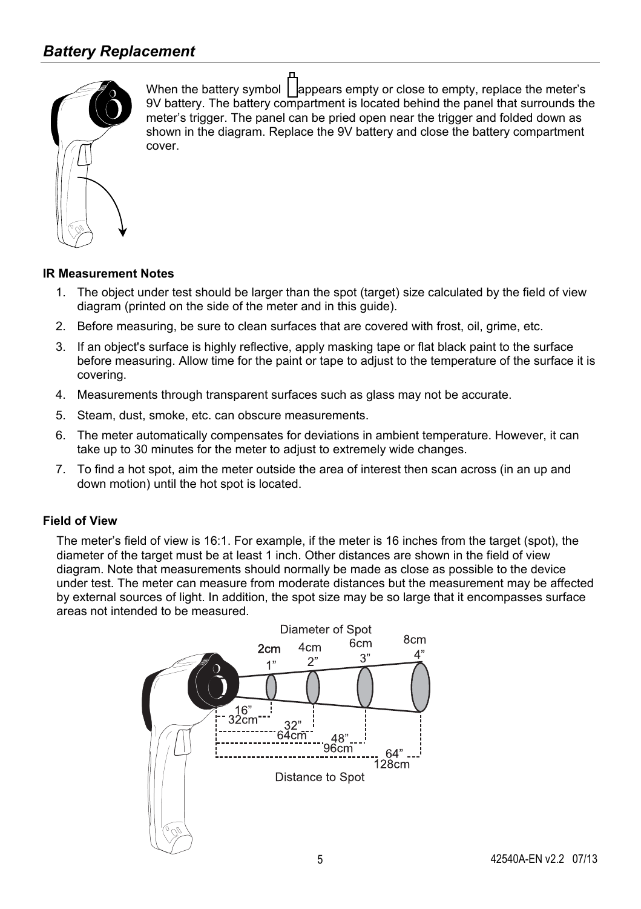## *Battery Replacement*

When the battery symbol appears empty or close to empty, replace the meter's 9V battery. The battery compartment is located behind the panel that surrounds the meter's trigger. The panel can be pried open near the trigger and folded down as shown in the diagram. Replace the 9V battery and close the battery compartment cover.

**IR Measurement Notes**

1. The object under test should be larger than the spot (target) size calculated by the field of view diagram (printed on the side of the meter and in this guide).
2. Before measuring, be sure to clean surfaces that are covered with frost, oil, grime, etc.
3. If an object's surface is highly reflective, apply masking tape or flat black paint to the surface before measuring. Allow time for the paint or tape to adjust to the temperature of the surface it is covering.
4. Measurements through transparent surfaces such as glass may not be accurate.
5. Steam, dust, smoke, etc. can obscure measurements.
6. The meter automatically compensates for deviations in ambient temperature. However, it can take up to 30 minutes for the meter to adjust to extremely wide changes.
7. To find a hot spot, aim the meter outside the area of interest then scan across (in an up and down motion) until the hot spot is located.

**Field of View**

The meter's field of view is 16:1. For example, if the meter is 16 inches from the target (spot), the diameter of the target must be at least 1 inch. Other distances are shown in the field of view diagram. Note that measurements should normally be made as close as possible to the device under test. The meter can measure from moderate distances but the measurement may be affected by external sources of light. In addition, the spot size may be so large that it encompasses surface areas not intended to be measured.

Diameter of Spot
2cm 1"
4cm 2"
6cm 3"
8cm 4"
16" 32cm
32" 64cm
48" 96cm
64" 128cm
Distance to Spot

42540A-EN v2.2 07/13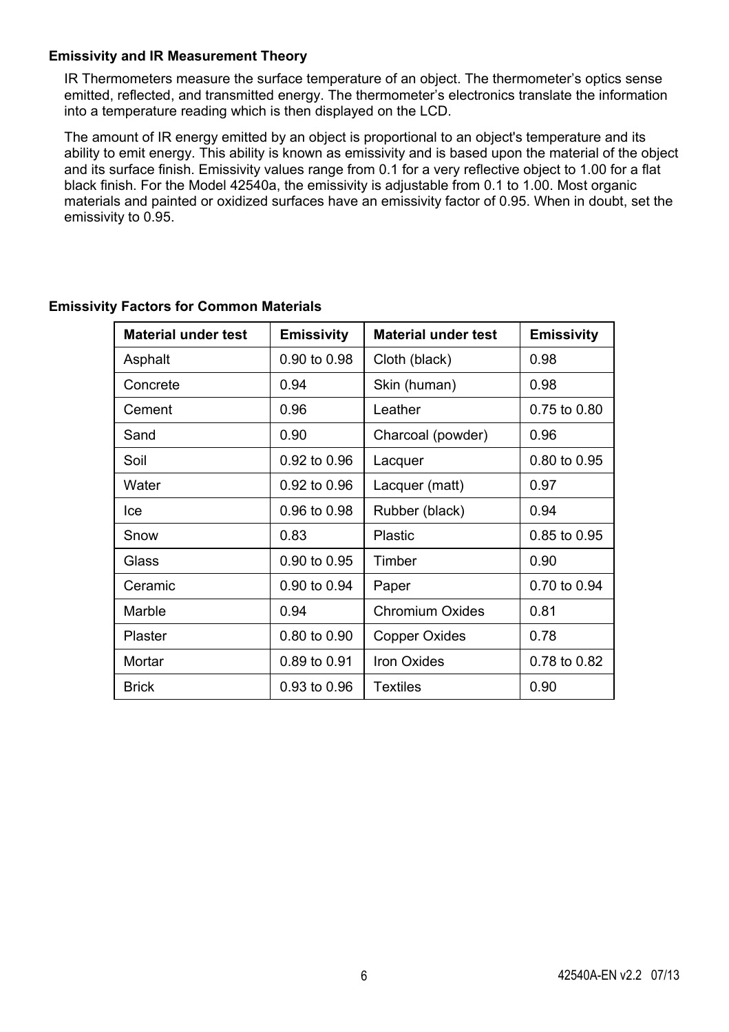### Emissivity and IR Measurement Theory

IR Thermometers measure the surface temperature of an object. The thermometer's optics sense emitted, reflected, and transmitted energy. The thermometer's electronics translate the information into a temperature reading which is then displayed on the LCD.

The amount of IR energy emitted by an object is proportional to an object's temperature and its ability to emit energy. This ability is known as emissivity and is based upon the material of the object and its surface finish. Emissivity values range from 0.1 for a very reflective object to 1.00 for a flat black finish. For the Model 42540a, the emissivity is adjustable from 0.1 to 1.00. Most organic materials and painted or oxidized surfaces have an emissivity factor of 0.95. When in doubt, set the emissivity to 0.95.

### Emissivity Factors for Common Materials

| Material under test | Emissivity | Material under test | Emissivity |
|---|---|---|---|
| Asphalt | 0.90 to 0.98 | Cloth (black) | 0.98 |
| Concrete | 0.94 | Skin (human) | 0.98 |
| Cement | 0.96 | Leather | 0.75 to 0.80 |
| Sand | 0.90 | Charcoal (powder) | 0.96 |
| Soil | 0.92 to 0.96 | Lacquer | 0.80 to 0.95 |
| Water | 0.92 to 0.96 | Lacquer (matt) | 0.97 |
| Ice | 0.96 to 0.98 | Rubber (black) | 0.94 |
| Snow | 0.83 | Plastic | 0.85 to 0.95 |
| Glass | 0.90 to 0.95 | Timber | 0.90 |
| Ceramic | 0.90 to 0.94 | Paper | 0.70 to 0.94 |
| Marble | 0.94 | Chromium Oxides | 0.81 |
| Plaster | 0.80 to 0.90 | Copper Oxides | 0.78 |
| Mortar | 0.89 to 0.91 | Iron Oxides | 0.78 to 0.82 |
| Brick | 0.93 to 0.96 | Textiles | 0.90 |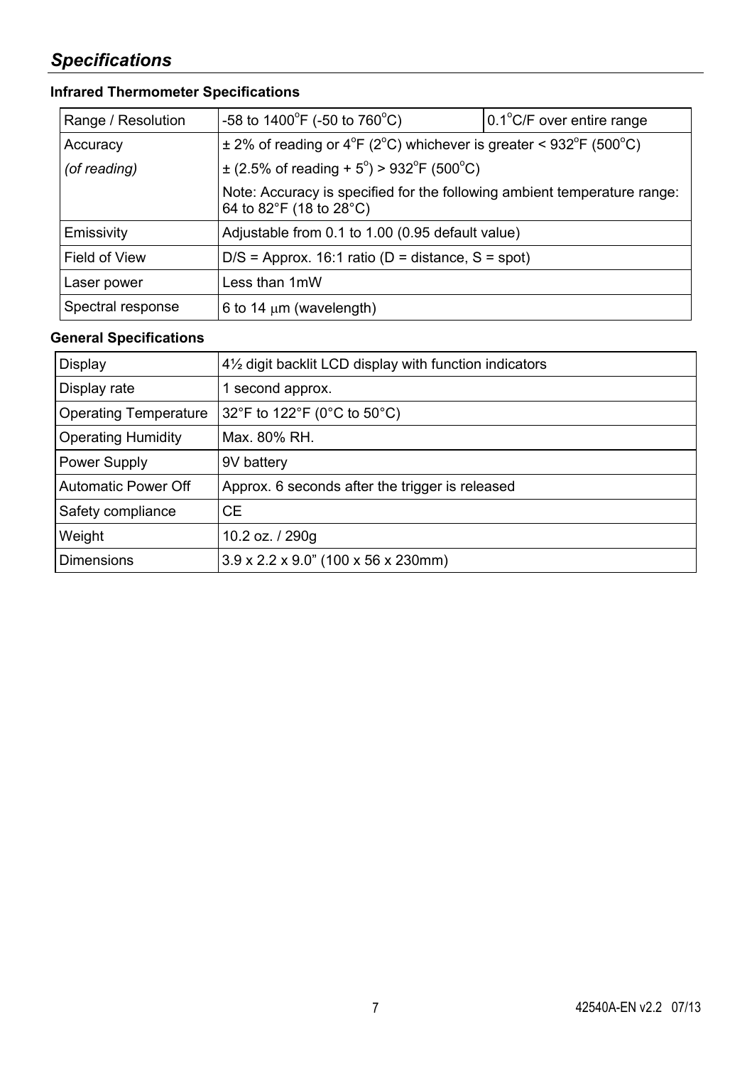## *Specifications*

**Infrared Thermometer Specifications**

| Range / Resolution | -58 to 1400°F (-50 to 760°C) | 0.1°C/F over entire range |
|---|---|---|
| Accuracy<br>*(of reading)* | ± 2% of reading or 4°F (2°C) whichever is greater < 932°F (500°C)<br>± (2.5% of reading + 5°) > 932°F (500°C)<br>Note: Accuracy is specified for the following ambient temperature range: 64 to 82°F (18 to 28°C) | |
| Emissivity | Adjustable from 0.1 to 1.00 (0.95 default value) | |
| Field of View | D/S = Approx. 16:1 ratio (D = distance, S = spot) | |
| Laser power | Less than 1mW | |
| Spectral response | 6 to 14 μm (wavelength) | |

**General Specifications**

| Display | 4½ digit backlit LCD display with function indicators |
|---|---|
| Display rate | 1 second approx. |
| Operating Temperature | 32°F to 122°F (0°C to 50°C) |
| Operating Humidity | Max. 80% RH. |
| Power Supply | 9V battery |
| Automatic Power Off | Approx. 6 seconds after the trigger is released |
| Safety compliance | CE |
| Weight | 10.2 oz. / 290g |
| Dimensions | 3.9 x 2.2 x 9.0" (100 x 56 x 230mm) |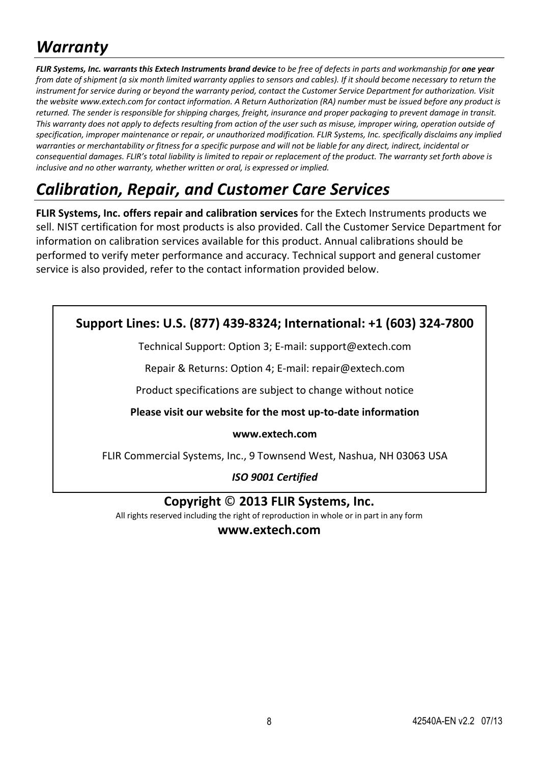# *Warranty*

***FLIR Systems, Inc. warrants this Extech Instruments brand device*** *to be free of defects in parts and workmanship for* ***one year*** *from date of shipment (a six month limited warranty applies to sensors and cables). If it should become necessary to return the instrument for service during or beyond the warranty period, contact the Customer Service Department for authorization. Visit the website www.extech.com for contact information. A Return Authorization (RA) number must be issued before any product is returned. The sender is responsible for shipping charges, freight, insurance and proper packaging to prevent damage in transit. This warranty does not apply to defects resulting from action of the user such as misuse, improper wiring, operation outside of specification, improper maintenance or repair, or unauthorized modification. FLIR Systems, Inc. specifically disclaims any implied warranties or merchantability or fitness for a specific purpose and will not be liable for any direct, indirect, incidental or consequential damages. FLIR's total liability is limited to repair or replacement of the product. The warranty set forth above is inclusive and no other warranty, whether written or oral, is expressed or implied.*

# *Calibration, Repair, and Customer Care Services*

**FLIR Systems, Inc. offers repair and calibration services** for the Extech Instruments products we sell. NIST certification for most products is also provided. Call the Customer Service Department for information on calibration services available for this product. Annual calibrations should be performed to verify meter performance and accuracy. Technical support and general customer service is also provided, refer to the contact information provided below.

**Support Lines: U.S. (877) 439-8324; International: +1 (603) 324-7800**

Technical Support: Option 3; E-mail: support@extech.com

Repair & Returns: Option 4; E-mail: repair@extech.com

Product specifications are subject to change without notice

**Please visit our website for the most up-to-date information**

**www.extech.com**

FLIR Commercial Systems, Inc., 9 Townsend West, Nashua, NH 03063 USA

***ISO 9001 Certified***

**Copyright © 2013 FLIR Systems, Inc.**

All rights reserved including the right of reproduction in whole or in part in any form

**www.extech.com**

42540A-EN v2.2 07/13